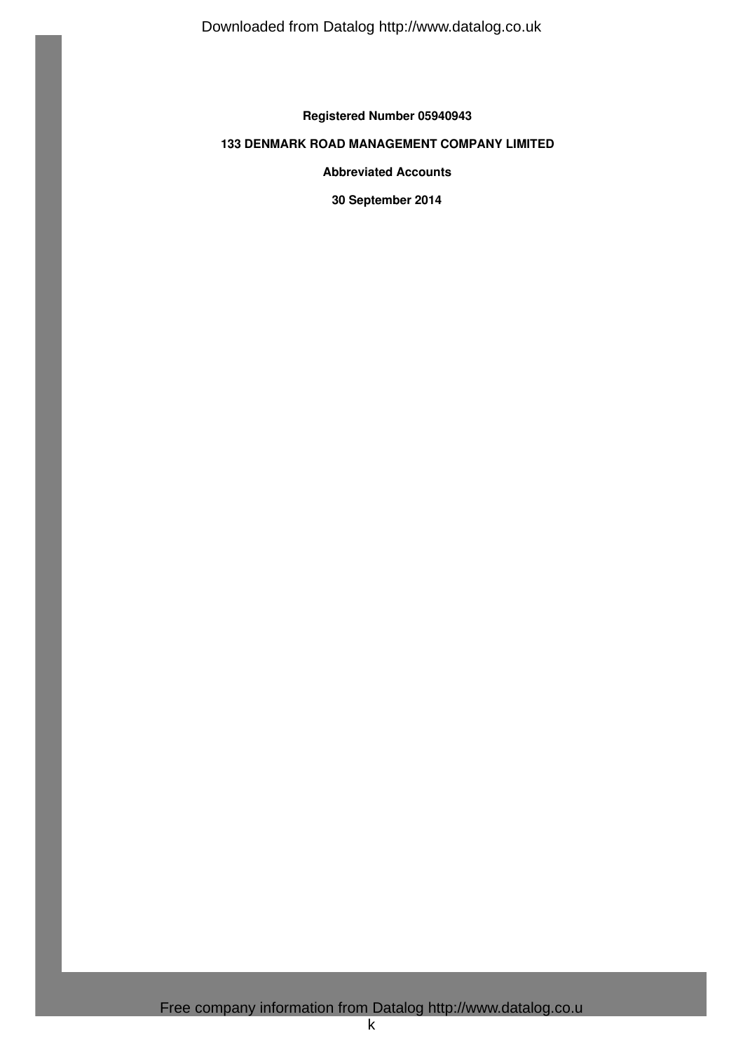**Registered Number 05940943**

**133 DENMARK ROAD MANAGEMENT COMPANY LIMITED**

**Abbreviated Accounts**

**30 September 2014**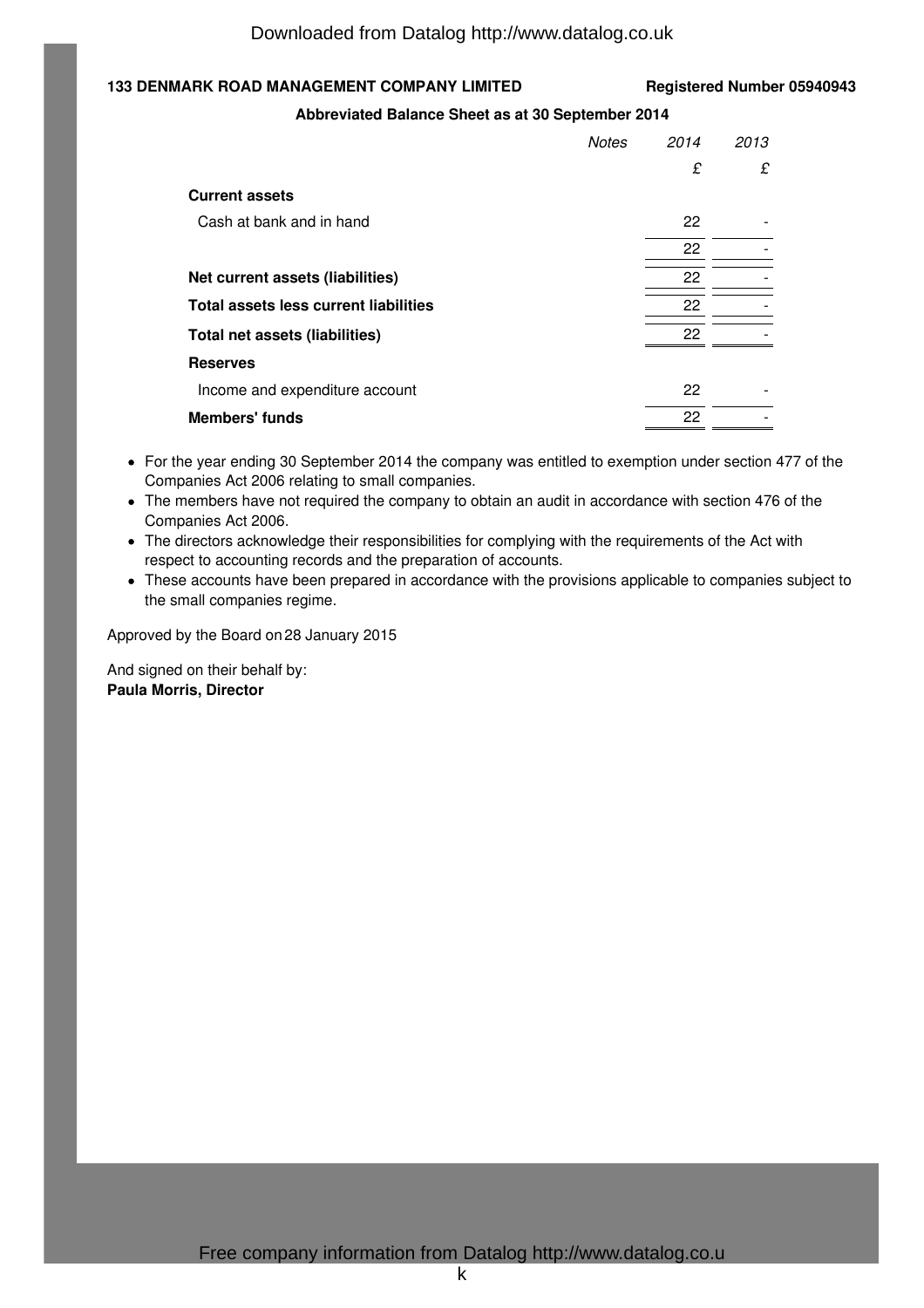**133 DENMARK ROAD MANAGEMENT COMPANY LIMITED** **Registered Number 05940943**

**Abbreviated Balance Sheet as at 30 September 2014**

| | *Notes* | *2014* | *2013* |
|---|---|---|---|
| | | £ | £ |
| **Current assets** | | | |
| Cash at bank and in hand | | 22 | - |
| | | 22 | - |
| **Net current assets (liabilities)** | | 22 | - |
| **Total assets less current liabilities** | | 22 | - |
| **Total net assets (liabilities)** | | 22 | - |
| **Reserves** | | | |
| Income and expenditure account | | 22 | - |
| **Members' funds** | | 22 | - |

- For the year ending 30 September 2014 the company was entitled to exemption under section 477 of the Companies Act 2006 relating to small companies.
- The members have not required the company to obtain an audit in accordance with section 476 of the Companies Act 2006.
- The directors acknowledge their responsibilities for complying with the requirements of the Act with respect to accounting records and the preparation of accounts.
- These accounts have been prepared in accordance with the provisions applicable to companies subject to the small companies regime.

Approved by the Board on 28 January 2015

And signed on their behalf by:
**Paula Morris, Director**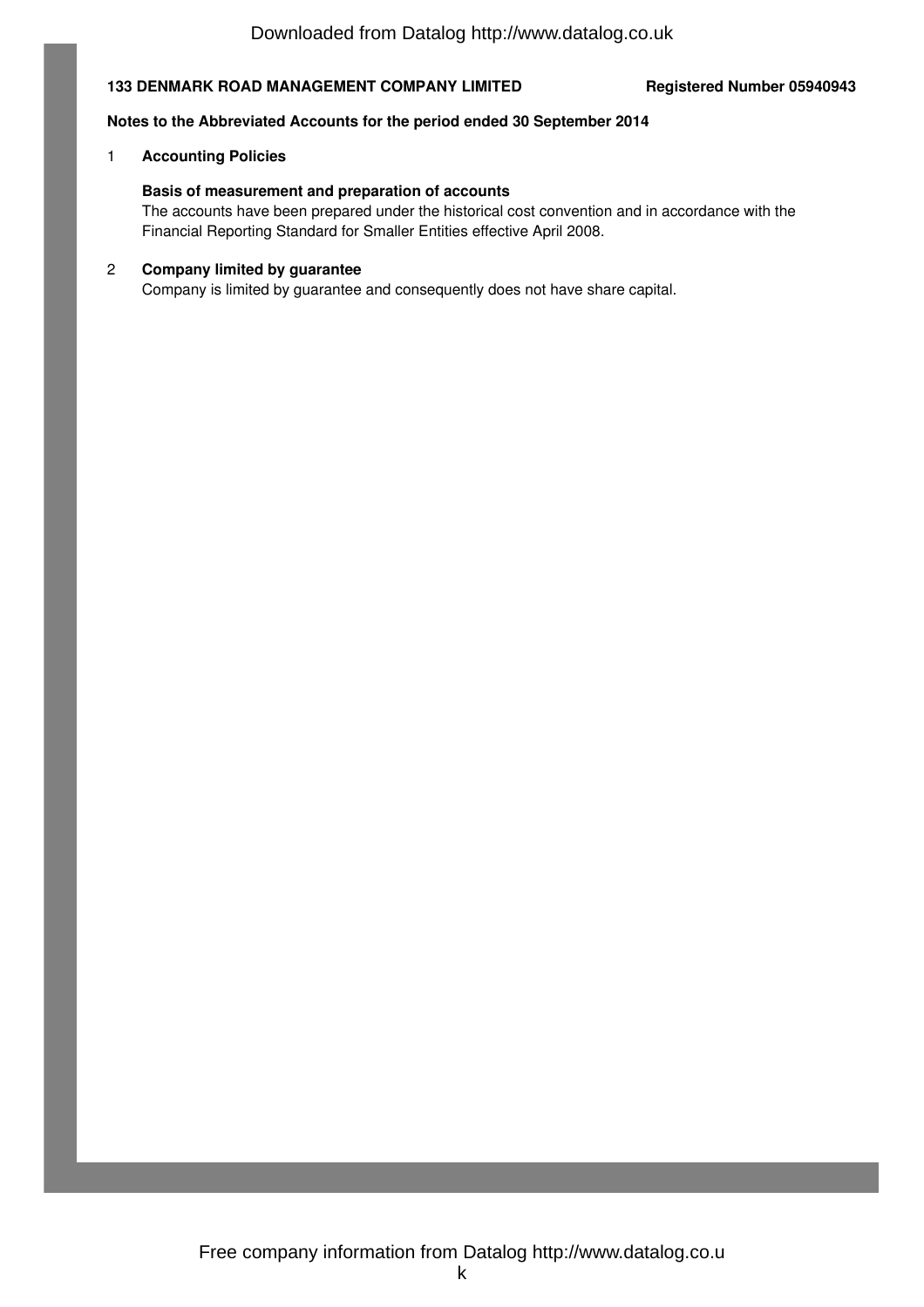**133 DENMARK ROAD MANAGEMENT COMPANY LIMITED** **Registered Number 05940943**

**Notes to the Abbreviated Accounts for the period ended 30 September 2014**

1 **Accounting Policies**

**Basis of measurement and preparation of accounts**
The accounts have been prepared under the historical cost convention and in accordance with the Financial Reporting Standard for Smaller Entities effective April 2008.

2 **Company limited by guarantee**
Company is limited by guarantee and consequently does not have share capital.